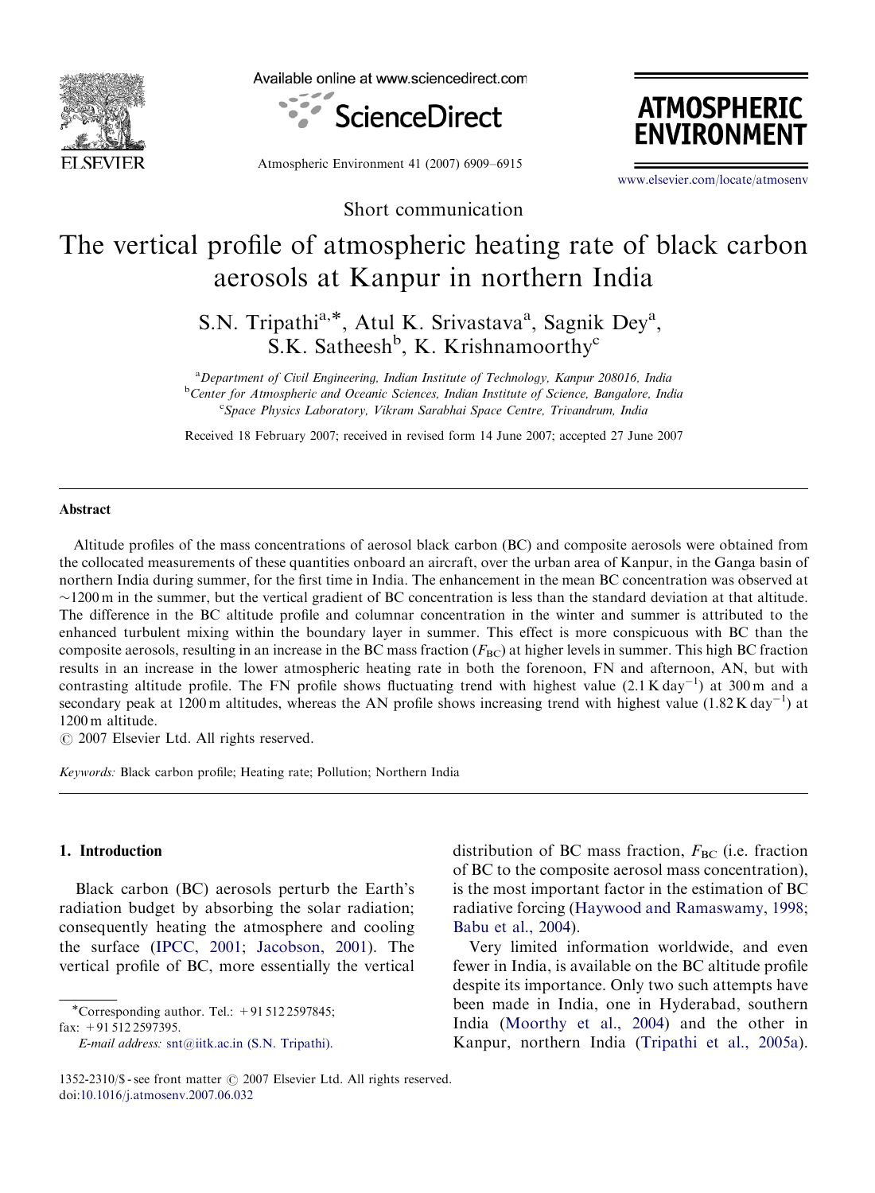Short communication

# The vertical profile of atmospheric heating rate of black carbon aerosols at Kanpur in northern India

S.N. Tripathi[a,*], Atul K. Srivastava[a], Sagnik Dey[a], S.K. Satheesh[b], K. Krishnamoorthy[c]

[a]Department of Civil Engineering, Indian Institute of Technology, Kanpur 208016, India
[b]Center for Atmospheric and Oceanic Sciences, Indian Institute of Science, Bangalore, India
[c]Space Physics Laboratory, Vikram Sarabhai Space Centre, Trivandrum, India

Received 18 February 2007; received in revised form 14 June 2007; accepted 27 June 2007

## Abstract

Altitude profiles of the mass concentrations of aerosol black carbon (BC) and composite aerosols were obtained from the collocated measurements of these quantities onboard an aircraft, over the urban area of Kanpur, in the Ganga basin of northern India during summer, for the first time in India. The enhancement in the mean BC concentration was observed at ~1200 m in the summer, but the vertical gradient of BC concentration is less than the standard deviation at that altitude. The difference in the BC altitude profile and columnar concentration in the winter and summer is attributed to the enhanced turbulent mixing within the boundary layer in summer. This effect is more conspicuous with BC than the composite aerosols, resulting in an increase in the BC mass fraction ($F_{BC}$) at higher levels in summer. This high BC fraction results in an increase in the lower atmospheric heating rate in both the forenoon, FN and afternoon, AN, but with contrasting altitude profile. The FN profile shows fluctuating trend with highest value (2.1 K day$^{-1}$) at 300 m and a secondary peak at 1200 m altitudes, whereas the AN profile shows increasing trend with highest value (1.82 K day$^{-1}$) at 1200 m altitude.

© 2007 Elsevier Ltd. All rights reserved.

*Keywords:* Black carbon profile; Heating rate; Pollution; Northern India

## 1. Introduction

Black carbon (BC) aerosols perturb the Earth's radiation budget by absorbing the solar radiation; consequently heating the atmosphere and cooling the surface (IPCC, 2001; Jacobson, 2001). The vertical profile of BC, more essentially the vertical distribution of BC mass fraction, $F_{BC}$ (i.e. fraction of BC to the composite aerosol mass concentration), is the most important factor in the estimation of BC radiative forcing (Haywood and Ramaswamy, 1998; Babu et al., 2004).

Very limited information worldwide, and even fewer in India, is available on the BC altitude profile despite its importance. Only two such attempts have been made in India, one in Hyderabad, southern India (Moorthy et al., 2004) and the other in Kanpur, northern India (Tripathi et al., 2005a).

*Corresponding author. Tel.: +91 512 2597845; fax: +91 512 2597395.
*E-mail address:* snt@iitk.ac.in (S.N. Tripathi).

1352-2310/$ - see front matter © 2007 Elsevier Ltd. All rights reserved.
doi:10.1016/j.atmosenv.2007.06.032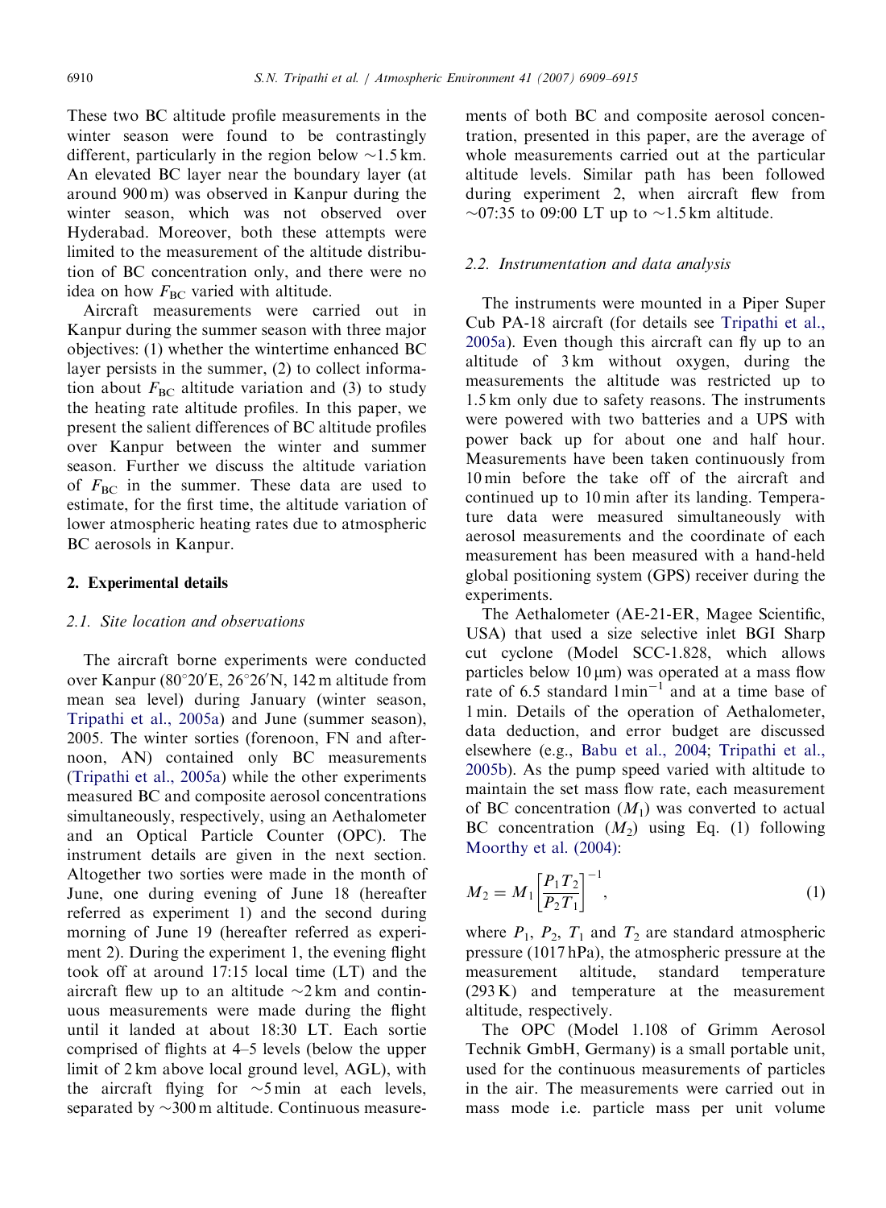These two BC altitude profile measurements in the winter season were found to be contrastingly different, particularly in the region below ~1.5 km. An elevated BC layer near the boundary layer (at around 900 m) was observed in Kanpur during the winter season, which was not observed over Hyderabad. Moreover, both these attempts were limited to the measurement of the altitude distribution of BC concentration only, and there were no idea on how $F_{BC}$ varied with altitude.

Aircraft measurements were carried out in Kanpur during the summer season with three major objectives: (1) whether the wintertime enhanced BC layer persists in the summer, (2) to collect information about $F_{BC}$ altitude variation and (3) to study the heating rate altitude profiles. In this paper, we present the salient differences of BC altitude profiles over Kanpur between the winter and summer season. Further we discuss the altitude variation of $F_{BC}$ in the summer. These data are used to estimate, for the first time, the altitude variation of lower atmospheric heating rates due to atmospheric BC aerosols in Kanpur.

## 2. Experimental details

### 2.1. Site location and observations

The aircraft borne experiments were conducted over Kanpur (80°20′E, 26°26′N, 142 m altitude from mean sea level) during January (winter season, Tripathi et al., 2005a) and June (summer season), 2005. The winter sorties (forenoon, FN and afternoon, AN) contained only BC measurements (Tripathi et al., 2005a) while the other experiments measured BC and composite aerosol concentrations simultaneously, respectively, using an Aethalometer and an Optical Particle Counter (OPC). The instrument details are given in the next section. Altogether two sorties were made in the month of June, one during evening of June 18 (hereafter referred as experiment 1) and the second during morning of June 19 (hereafter referred as experiment 2). During the experiment 1, the evening flight took off at around 17:15 local time (LT) and the aircraft flew up to an altitude ~2 km and continuous measurements were made during the flight until it landed at about 18:30 LT. Each sortie comprised of flights at 4–5 levels (below the upper limit of 2 km above local ground level, AGL), with the aircraft flying for ~5 min at each levels, separated by ~300 m altitude. Continuous measurements of both BC and composite aerosol concentration, presented in this paper, are the average of whole measurements carried out at the particular altitude levels. Similar path has been followed during experiment 2, when aircraft flew from ~07:35 to 09:00 LT up to ~1.5 km altitude.

### 2.2. Instrumentation and data analysis

The instruments were mounted in a Piper Super Cub PA-18 aircraft (for details see Tripathi et al., 2005a). Even though this aircraft can fly up to an altitude of 3 km without oxygen, during the measurements the altitude was restricted up to 1.5 km only due to safety reasons. The instruments were powered with two batteries and a UPS with power back up for about one and half hour. Measurements have been taken continuously from 10 min before the take off of the aircraft and continued up to 10 min after its landing. Temperature data were measured simultaneously with aerosol measurements and the coordinate of each measurement has been measured with a hand-held global positioning system (GPS) receiver during the experiments.

The Aethalometer (AE-21-ER, Magee Scientific, USA) that used a size selective inlet BGI Sharp cut cyclone (Model SCC-1.828, which allows particles below 10 μm) was operated at a mass flow rate of 6.5 standard $\mathrm{l\,min^{-1}}$ and at a time base of 1 min. Details of the operation of Aethalometer, data deduction, and error budget are discussed elsewhere (e.g., Babu et al., 2004; Tripathi et al., 2005b). As the pump speed varied with altitude to maintain the set mass flow rate, each measurement of BC concentration ($M_1$) was converted to actual BC concentration ($M_2$) using Eq. (1) following Moorthy et al. (2004):

$$M_2 = M_1 \left[ \frac{P_1 T_2}{P_2 T_1} \right]^{-1}, \tag{1}$$

where $P_1$, $P_2$, $T_1$ and $T_2$ are standard atmospheric pressure (1017 hPa), the atmospheric pressure at the measurement altitude, standard temperature (293 K) and temperature at the measurement altitude, respectively.

The OPC (Model 1.108 of Grimm Aerosol Technik GmbH, Germany) is a small portable unit, used for the continuous measurements of particles in the air. The measurements were carried out in mass mode i.e. particle mass per unit volume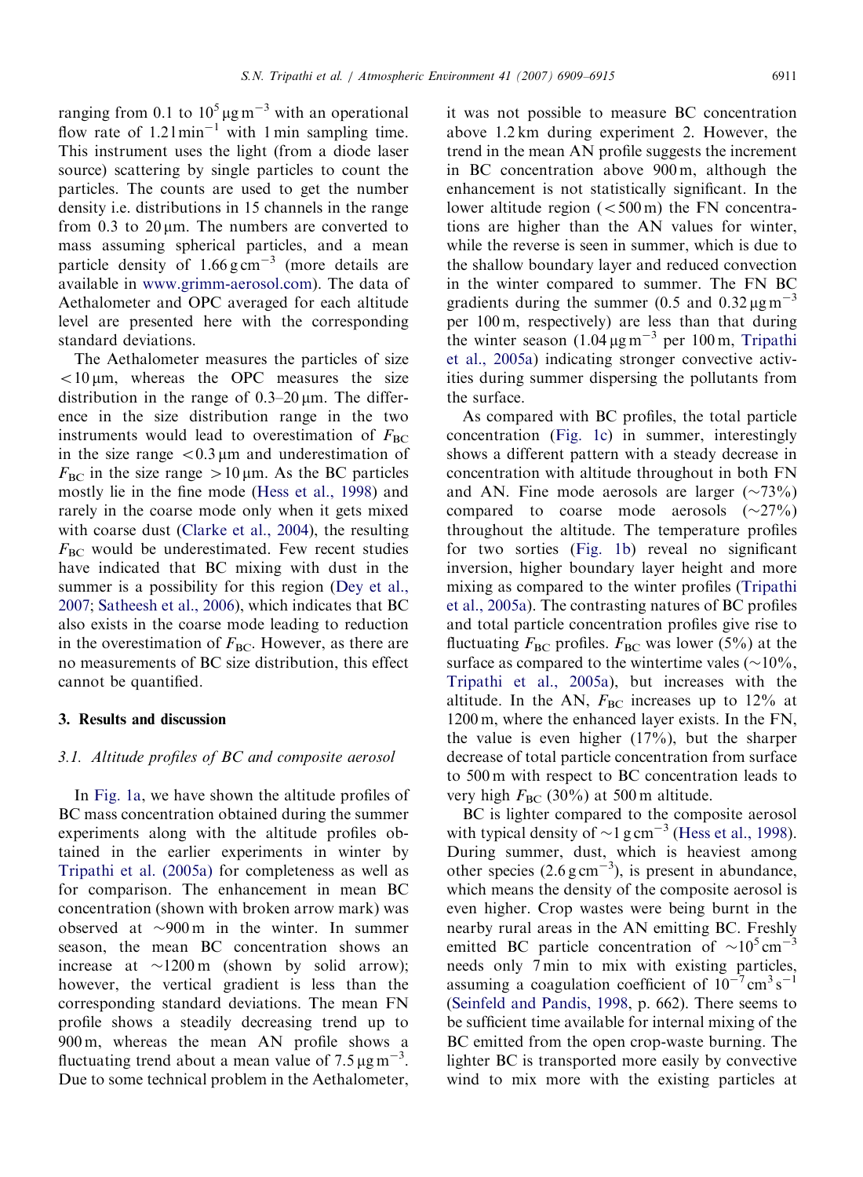ranging from 0.1 to $10^5\,\mu g\,m^{-3}$ with an operational flow rate of $1.2\,l\,min^{-1}$ with 1 min sampling time. This instrument uses the light (from a diode laser source) scattering by single particles to count the particles. The counts are used to get the number density i.e. distributions in 15 channels in the range from 0.3 to 20 μm. The numbers are converted to mass assuming spherical particles, and a mean particle density of $1.66\,g\,cm^{-3}$ (more details are available in www.grimm-aerosol.com). The data of Aethalometer and OPC averaged for each altitude level are presented here with the corresponding standard deviations.

The Aethalometer measures the particles of size $<10\,\mu m$, whereas the OPC measures the size distribution in the range of 0.3–20 μm. The difference in the size distribution range in the two instruments would lead to overestimation of $F_{BC}$ in the size range $<0.3\,\mu m$ and underestimation of $F_{BC}$ in the size range $>10\,\mu m$. As the BC particles mostly lie in the fine mode (Hess et al., 1998) and rarely in the coarse mode only when it gets mixed with coarse dust (Clarke et al., 2004), the resulting $F_{BC}$ would be underestimated. Few recent studies have indicated that BC mixing with dust in the summer is a possibility for this region (Dey et al., 2007; Satheesh et al., 2006), which indicates that BC also exists in the coarse mode leading to reduction in the overestimation of $F_{BC}$. However, as there are no measurements of BC size distribution, this effect cannot be quantified.

## 3. Results and discussion

### *3.1. Altitude profiles of BC and composite aerosol*

In Fig. 1a, we have shown the altitude profiles of BC mass concentration obtained during the summer experiments along with the altitude profiles obtained in the earlier experiments in winter by Tripathi et al. (2005a) for completeness as well as for comparison. The enhancement in mean BC concentration (shown with broken arrow mark) was observed at ~900 m in the winter. In summer season, the mean BC concentration shows an increase at ~1200 m (shown by solid arrow); however, the vertical gradient is less than the corresponding standard deviations. The mean FN profile shows a steadily decreasing trend up to 900 m, whereas the mean AN profile shows a fluctuating trend about a mean value of $7.5\,\mu g\,m^{-3}$. Due to some technical problem in the Aethalometer, it was not possible to measure BC concentration above 1.2 km during experiment 2. However, the trend in the mean AN profile suggests the increment in BC concentration above 900 m, although the enhancement is not statistically significant. In the lower altitude region (<500 m) the FN concentrations are higher than the AN values for winter, while the reverse is seen in summer, which is due to the shallow boundary layer and reduced convection in the winter compared to summer. The FN BC gradients during the summer (0.5 and $0.32\,\mu g\,m^{-3}$ per 100 m, respectively) are less than that during the winter season ($1.04\,\mu g\,m^{-3}$ per 100 m, Tripathi et al., 2005a) indicating stronger convective activities during summer dispersing the pollutants from the surface.

As compared with BC profiles, the total particle concentration (Fig. 1c) in summer, interestingly shows a different pattern with a steady decrease in concentration with altitude throughout in both FN and AN. Fine mode aerosols are larger (~73%) compared to coarse mode aerosols (~27%) throughout the altitude. The temperature profiles for two sorties (Fig. 1b) reveal no significant inversion, higher boundary layer height and more mixing as compared to the winter profiles (Tripathi et al., 2005a). The contrasting natures of BC profiles and total particle concentration profiles give rise to fluctuating $F_{BC}$ profiles. $F_{BC}$ was lower (5%) at the surface as compared to the wintertime vales (~10%, Tripathi et al., 2005a), but increases with the altitude. In the AN, $F_{BC}$ increases up to 12% at 1200 m, where the enhanced layer exists. In the FN, the value is even higher (17%), but the sharper decrease of total particle concentration from surface to 500 m with respect to BC concentration leads to very high $F_{BC}$ (30%) at 500 m altitude.

BC is lighter compared to the composite aerosol with typical density of $\sim 1\,g\,cm^{-3}$ (Hess et al., 1998). During summer, dust, which is heaviest among other species ($2.6\,g\,cm^{-3}$), is present in abundance, which means the density of the composite aerosol is even higher. Crop wastes were being burnt in the nearby rural areas in the AN emitting BC. Freshly emitted BC particle concentration of $\sim 10^5\,cm^{-3}$ needs only 7 min to mix with existing particles, assuming a coagulation coefficient of $10^{-7}\,cm^3\,s^{-1}$ (Seinfeld and Pandis, 1998, p. 662). There seems to be sufficient time available for internal mixing of the BC emitted from the open crop-waste burning. The lighter BC is transported more easily by convective wind to mix more with the existing particles at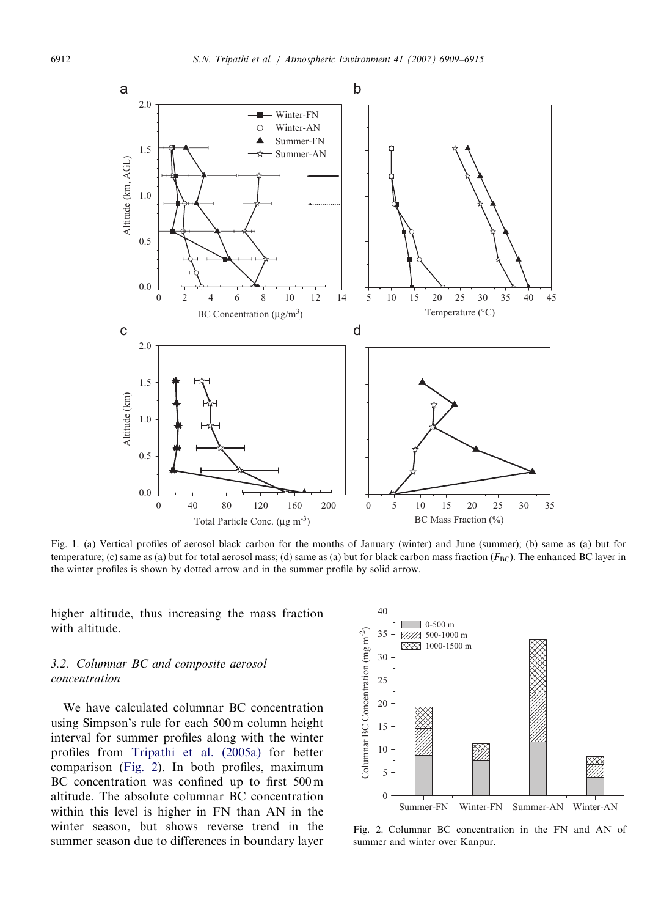Fig. 1. (a) Vertical profiles of aerosol black carbon for the months of January (winter) and June (summer); (b) same as (a) but for temperature; (c) same as (a) but for total aerosol mass; (d) same as (a) but for black carbon mass fraction ($F_{BC}$). The enhanced BC layer in the winter profiles is shown by dotted arrow and in the summer profile by solid arrow.

higher altitude, thus increasing the mass fraction with altitude.

### 3.2. Columnar BC and composite aerosol concentration

We have calculated columnar BC concentration using Simpson's rule for each 500 m column height interval for summer profiles along with the winter profiles from Tripathi et al. (2005a) for better comparison (Fig. 2). In both profiles, maximum BC concentration was confined up to first 500 m altitude. The absolute columnar BC concentration within this level is higher in FN than AN in the winter season, but shows reverse trend in the summer season due to differences in boundary layer

Fig. 2. Columnar BC concentration in the FN and AN of summer and winter over Kanpur.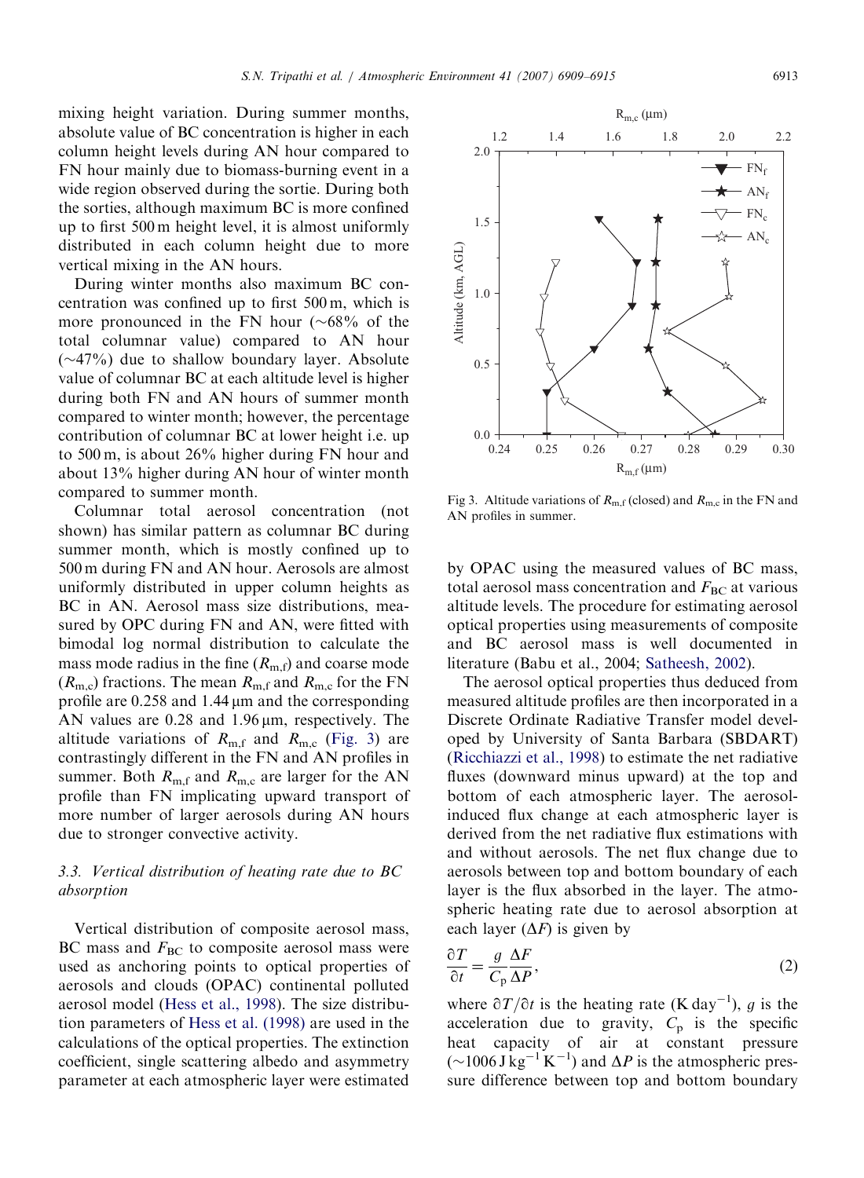mixing height variation. During summer months, absolute value of BC concentration is higher in each column height levels during AN hour compared to FN hour mainly due to biomass-burning event in a wide region observed during the sortie. During both the sorties, although maximum BC is more confined up to first 500 m height level, it is almost uniformly distributed in each column height due to more vertical mixing in the AN hours.

During winter months also maximum BC concentration was confined up to first 500 m, which is more pronounced in the FN hour (~68% of the total columnar value) compared to AN hour (~47%) due to shallow boundary layer. Absolute value of columnar BC at each altitude level is higher during both FN and AN hours of summer month compared to winter month; however, the percentage contribution of columnar BC at lower height i.e. up to 500 m, is about 26% higher during FN hour and about 13% higher during AN hour of winter month compared to summer month.

Columnar total aerosol concentration (not shown) has similar pattern as columnar BC during summer month, which is mostly confined up to 500 m during FN and AN hour. Aerosols are almost uniformly distributed in upper column heights as BC in AN. Aerosol mass size distributions, measured by OPC during FN and AN, were fitted with bimodal log normal distribution to calculate the mass mode radius in the fine ($R_{m,f}$) and coarse mode ($R_{m,c}$) fractions. The mean $R_{m,f}$ and $R_{m,c}$ for the FN profile are 0.258 and 1.44 μm and the corresponding AN values are 0.28 and 1.96 μm, respectively. The altitude variations of $R_{m,f}$ and $R_{m,c}$ (Fig. 3) are contrastingly different in the FN and AN profiles in summer. Both $R_{m,f}$ and $R_{m,c}$ are larger for the AN profile than FN implicating upward transport of more number of larger aerosols during AN hours due to stronger convective activity.

Fig 3. Altitude variations of $R_{m,f}$ (closed) and $R_{m,c}$ in the FN and AN profiles in summer.

### 3.3. Vertical distribution of heating rate due to BC absorption

Vertical distribution of composite aerosol mass, BC mass and $F_{BC}$ to composite aerosol mass were used as anchoring points to optical properties of aerosols and clouds (OPAC) continental polluted aerosol model (Hess et al., 1998). The size distribution parameters of Hess et al. (1998) are used in the calculations of the optical properties. The extinction coefficient, single scattering albedo and asymmetry parameter at each atmospheric layer were estimated by OPAC using the measured values of BC mass, total aerosol mass concentration and $F_{BC}$ at various altitude levels. The procedure for estimating aerosol optical properties using measurements of composite and BC aerosol mass is well documented in literature (Babu et al., 2004; Satheesh, 2002).

The aerosol optical properties thus deduced from measured altitude profiles are then incorporated in a Discrete Ordinate Radiative Transfer model developed by University of Santa Barbara (SBDART) (Ricchiazzi et al., 1998) to estimate the net radiative fluxes (downward minus upward) at the top and bottom of each atmospheric layer. The aerosol-induced flux change at each atmospheric layer is derived from the net radiative flux estimations with and without aerosols. The net flux change due to aerosols between top and bottom boundary of each layer is the flux absorbed in the layer. The atmospheric heating rate due to aerosol absorption at each layer ($\Delta F$) is given by

$$\frac{\partial T}{\partial t} = \frac{g}{C_p}\frac{\Delta F}{\Delta P}, \tag{2}$$

where $\partial T/\partial t$ is the heating rate (K day$^{-1}$), $g$ is the acceleration due to gravity, $C_p$ is the specific heat capacity of air at constant pressure (~1006 J kg$^{-1}$ K$^{-1}$) and $\Delta P$ is the atmospheric pressure difference between top and bottom boundary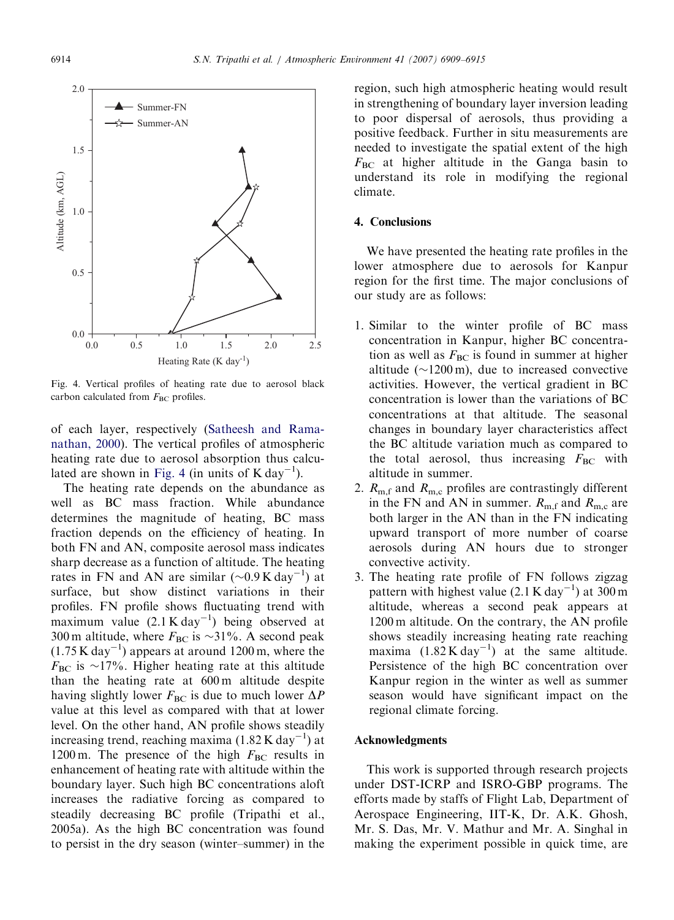Fig. 4. Vertical profiles of heating rate due to aerosol black carbon calculated from $F_{BC}$ profiles.

of each layer, respectively (Satheesh and Ramanathan, 2000). The vertical profiles of atmospheric heating rate due to aerosol absorption thus calculated are shown in Fig. 4 (in units of $K\,day^{-1}$).

The heating rate depends on the abundance as well as BC mass fraction. While abundance determines the magnitude of heating, BC mass fraction depends on the efficiency of heating. In both FN and AN, composite aerosol mass indicates sharp decrease as a function of altitude. The heating rates in FN and AN are similar ($\sim$0.9 $K\,day^{-1}$) at surface, but show distinct variations in their profiles. FN profile shows fluctuating trend with maximum value (2.1 $K\,day^{-1}$) being observed at 300 m altitude, where $F_{BC}$ is $\sim$31%. A second peak (1.75 $K\,day^{-1}$) appears at around 1200 m, where the $F_{BC}$ is $\sim$17%. Higher heating rate at this altitude than the heating rate at 600 m altitude despite having slightly lower $F_{BC}$ is due to much lower $\Delta P$ value at this level as compared with that at lower level. On the other hand, AN profile shows steadily increasing trend, reaching maxima (1.82 $K\,day^{-1}$) at 1200 m. The presence of the high $F_{BC}$ results in enhancement of heating rate with altitude within the boundary layer. Such high BC concentrations aloft increases the radiative forcing as compared to steadily decreasing BC profile (Tripathi et al., 2005a). As the high BC concentration was found to persist in the dry season (winter–summer) in the region, such high atmospheric heating would result in strengthening of boundary layer inversion leading to poor dispersal of aerosols, thus providing a positive feedback. Further in situ measurements are needed to investigate the spatial extent of the high $F_{BC}$ at higher altitude in the Ganga basin to understand its role in modifying the regional climate.

## 4. Conclusions

We have presented the heating rate profiles in the lower atmosphere due to aerosols for Kanpur region for the first time. The major conclusions of our study are as follows:

1. Similar to the winter profile of BC mass concentration in Kanpur, higher BC concentration as well as $F_{BC}$ is found in summer at higher altitude ($\sim$1200 m), due to increased convective activities. However, the vertical gradient in BC concentration is lower than the variations of BC concentrations at that altitude. The seasonal changes in boundary layer characteristics affect the BC altitude variation much as compared to the total aerosol, thus increasing $F_{BC}$ with altitude in summer.
2. $R_{m,f}$ and $R_{m,c}$ profiles are contrastingly different in the FN and AN in summer. $R_{m,f}$ and $R_{m,c}$ are both larger in the AN than in the FN indicating upward transport of more number of coarse aerosols during AN hours due to stronger convective activity.
3. The heating rate profile of FN follows zigzag pattern with highest value (2.1 $K\,day^{-1}$) at 300 m altitude, whereas a second peak appears at 1200 m altitude. On the contrary, the AN profile shows steadily increasing heating rate reaching maxima (1.82 $K\,day^{-1}$) at the same altitude. Persistence of the high BC concentration over Kanpur region in the winter as well as summer season would have significant impact on the regional climate forcing.

## Acknowledgments

This work is supported through research projects under DST-ICRP and ISRO-GBP programs. The efforts made by staffs of Flight Lab, Department of Aerospace Engineering, IIT-K, Dr. A.K. Ghosh, Mr. S. Das, Mr. V. Mathur and Mr. A. Singhal in making the experiment possible in quick time, are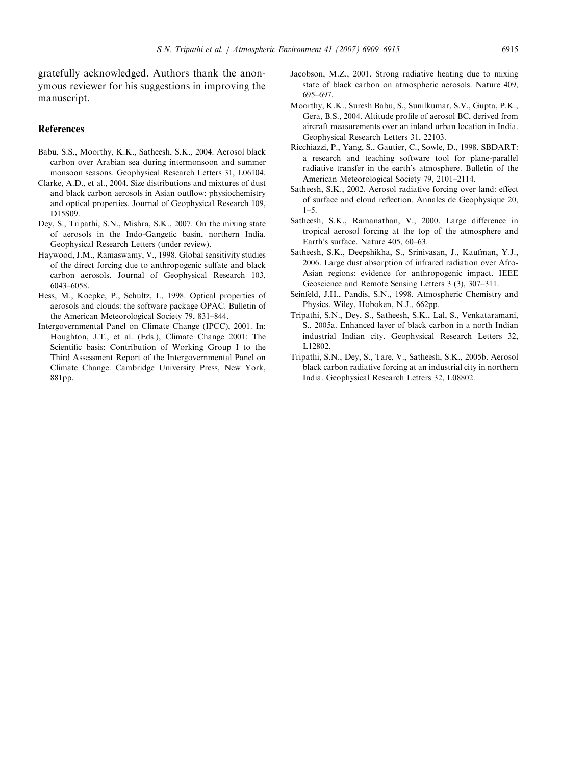gratefully acknowledged. Authors thank the anonymous reviewer for his suggestions in improving the manuscript.

## References

Babu, S.S., Moorthy, K.K., Satheesh, S.K., 2004. Aerosol black carbon over Arabian sea during intermonsoon and summer monsoon seasons. Geophysical Research Letters 31, L06104.

Clarke, A.D., et al., 2004. Size distributions and mixtures of dust and black carbon aerosols in Asian outflow: physiochemistry and optical properties. Journal of Geophysical Research 109, D15S09.

Dey, S., Tripathi, S.N., Mishra, S.K., 2007. On the mixing state of aerosols in the Indo-Gangetic basin, northern India. Geophysical Research Letters (under review).

Haywood, J.M., Ramaswamy, V., 1998. Global sensitivity studies of the direct forcing due to anthropogenic sulfate and black carbon aerosols. Journal of Geophysical Research 103, 6043–6058.

Hess, M., Koepke, P., Schultz, I., 1998. Optical properties of aerosols and clouds: the software package OPAC. Bulletin of the American Meteorological Society 79, 831–844.

Intergovernmental Panel on Climate Change (IPCC), 2001. In: Houghton, J.T., et al. (Eds.), Climate Change 2001: The Scientific basis: Contribution of Working Group I to the Third Assessment Report of the Intergovernmental Panel on Climate Change. Cambridge University Press, New York, 881pp.

Jacobson, M.Z., 2001. Strong radiative heating due to mixing state of black carbon on atmospheric aerosols. Nature 409, 695–697.

Moorthy, K.K., Suresh Babu, S., Sunilkumar, S.V., Gupta, P.K., Gera, B.S., 2004. Altitude profile of aerosol BC, derived from aircraft measurements over an inland urban location in India. Geophysical Research Letters 31, 22103.

Ricchiazzi, P., Yang, S., Gautier, C., Sowle, D., 1998. SBDART: a research and teaching software tool for plane-parallel radiative transfer in the earth's atmosphere. Bulletin of the American Meteorological Society 79, 2101–2114.

Satheesh, S.K., 2002. Aerosol radiative forcing over land: effect of surface and cloud reflection. Annales de Geophysique 20, 1–5.

Satheesh, S.K., Ramanathan, V., 2000. Large difference in tropical aerosol forcing at the top of the atmosphere and Earth's surface. Nature 405, 60–63.

Satheesh, S.K., Deepshikha, S., Srinivasan, J., Kaufman, Y.J., 2006. Large dust absorption of infrared radiation over Afro-Asian regions: evidence for anthropogenic impact. IEEE Geoscience and Remote Sensing Letters 3 (3), 307–311.

Seinfeld, J.H., Pandis, S.N., 1998. Atmospheric Chemistry and Physics. Wiley, Hoboken, N.J., 662pp.

Tripathi, S.N., Dey, S., Satheesh, S.K., Lal, S., Venkataramani, S., 2005a. Enhanced layer of black carbon in a north Indian industrial Indian city. Geophysical Research Letters 32, L12802.

Tripathi, S.N., Dey, S., Tare, V., Satheesh, S.K., 2005b. Aerosol black carbon radiative forcing at an industrial city in northern India. Geophysical Research Letters 32, L08802.